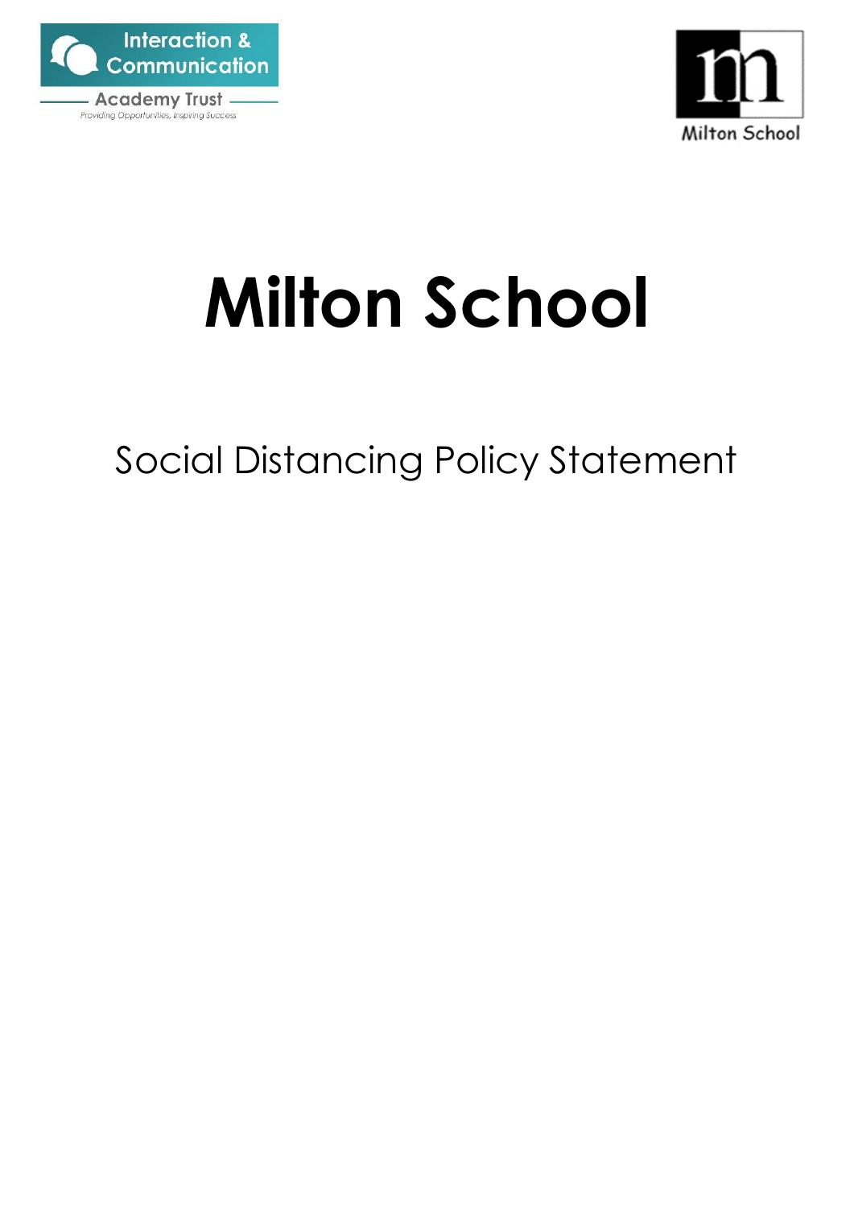Interaction & Communication Academy Trust

Providing Opportunities, Inspiring Success

Milton School

# Milton School

## Social Distancing Policy Statement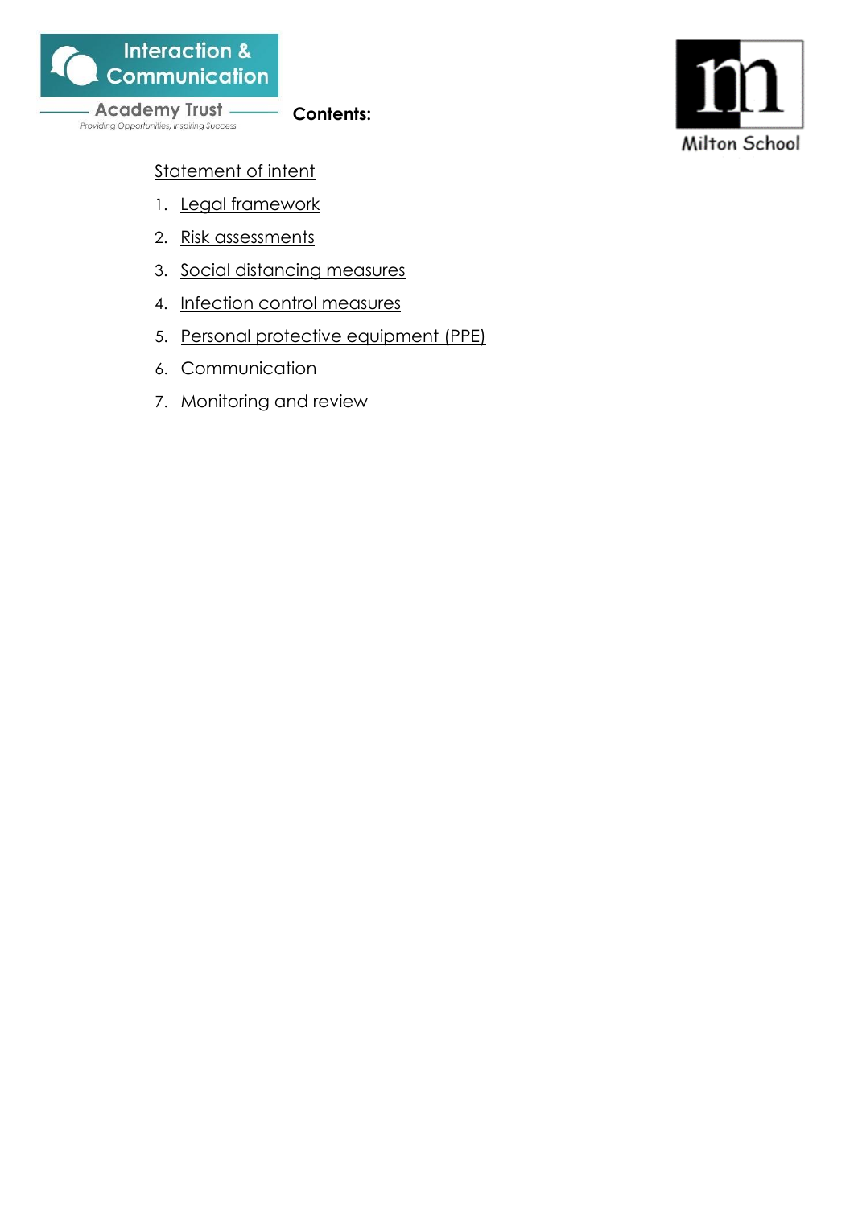**Contents:**

Statement of intent

1. Legal framework
2. Risk assessments
3. Social distancing measures
4. Infection control measures
5. Personal protective equipment (PPE)
6. Communication
7. Monitoring and review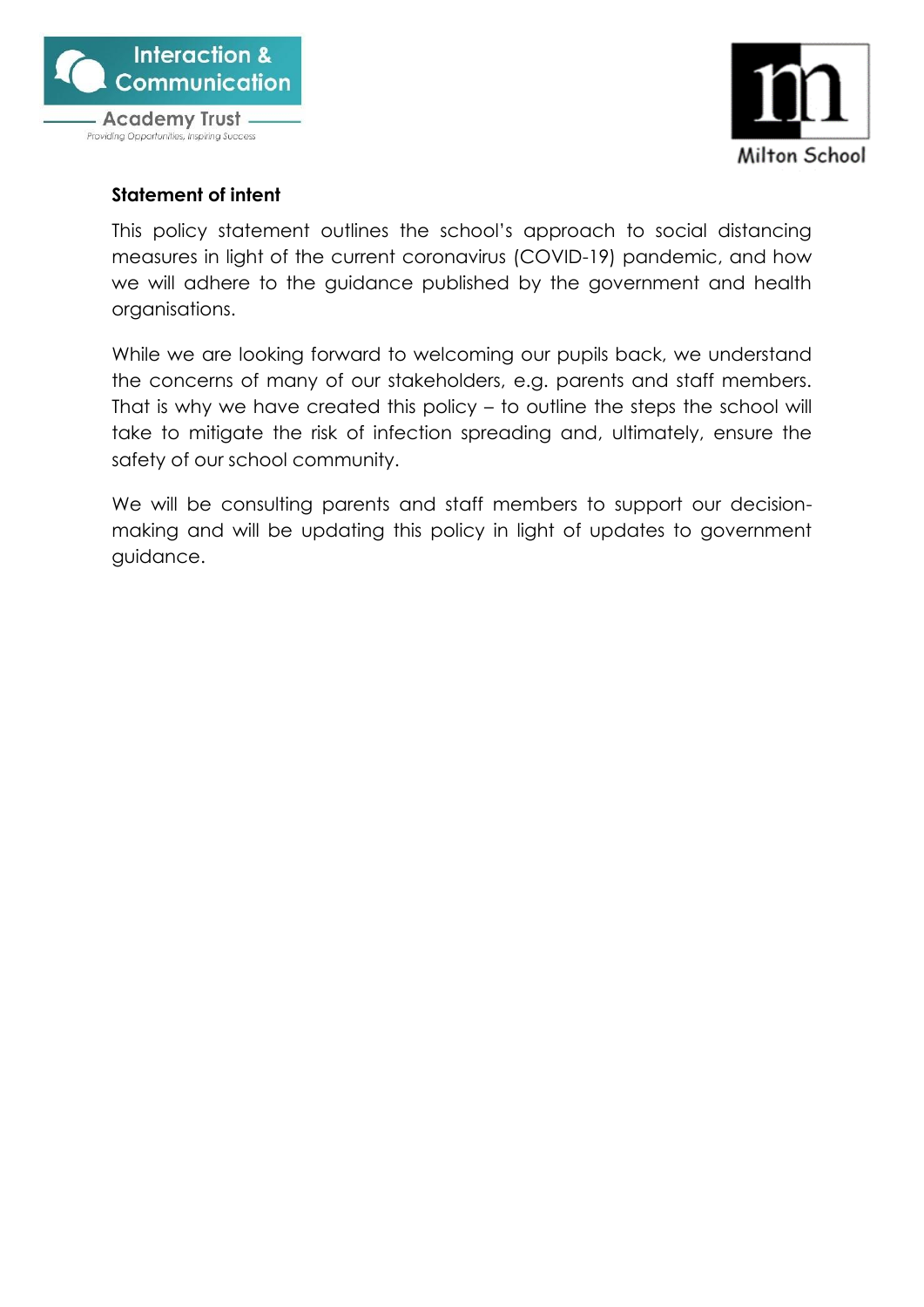**Statement of intent**

This policy statement outlines the school's approach to social distancing measures in light of the current coronavirus (COVID-19) pandemic, and how we will adhere to the guidance published by the government and health organisations.

While we are looking forward to welcoming our pupils back, we understand the concerns of many of our stakeholders, e.g. parents and staff members. That is why we have created this policy – to outline the steps the school will take to mitigate the risk of infection spreading and, ultimately, ensure the safety of our school community.

We will be consulting parents and staff members to support our decision-making and will be updating this policy in light of updates to government guidance.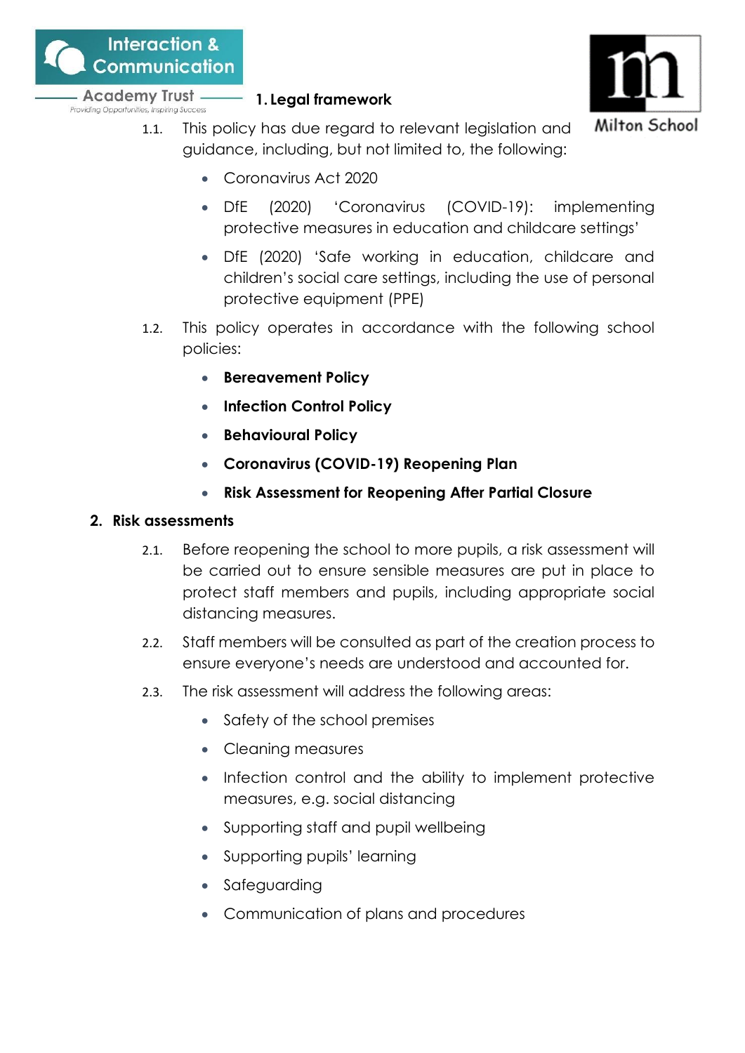## 1. Legal framework

1.1. This policy has due regard to relevant legislation and guidance, including, but not limited to, the following:

- Coronavirus Act 2020
- DfE (2020) 'Coronavirus (COVID-19): implementing protective measures in education and childcare settings'
- DfE (2020) 'Safe working in education, childcare and children's social care settings, including the use of personal protective equipment (PPE)

1.2. This policy operates in accordance with the following school policies:

- **Bereavement Policy**
- **Infection Control Policy**
- **Behavioural Policy**
- **Coronavirus (COVID-19) Reopening Plan**
- **Risk Assessment for Reopening After Partial Closure**

## 2. Risk assessments

2.1. Before reopening the school to more pupils, a risk assessment will be carried out to ensure sensible measures are put in place to protect staff members and pupils, including appropriate social distancing measures.

2.2. Staff members will be consulted as part of the creation process to ensure everyone's needs are understood and accounted for.

2.3. The risk assessment will address the following areas:

- Safety of the school premises
- Cleaning measures
- Infection control and the ability to implement protective measures, e.g. social distancing
- Supporting staff and pupil wellbeing
- Supporting pupils' learning
- Safeguarding
- Communication of plans and procedures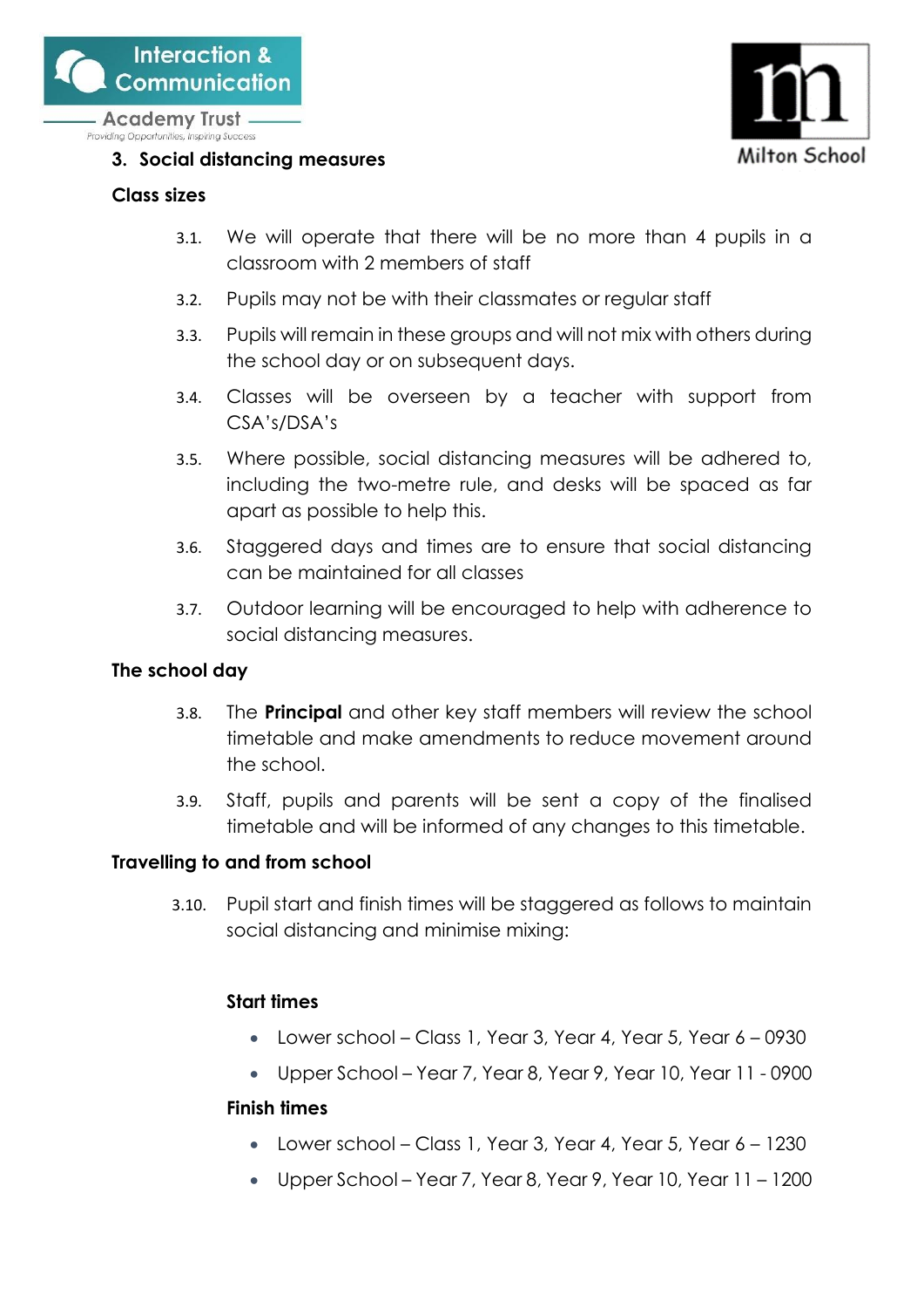## 3. Social distancing measures

### Class sizes

3.1. We will operate that there will be no more than 4 pupils in a classroom with 2 members of staff

3.2. Pupils may not be with their classmates or regular staff

3.3. Pupils will remain in these groups and will not mix with others during the school day or on subsequent days.

3.4. Classes will be overseen by a teacher with support from CSA's/DSA's

3.5. Where possible, social distancing measures will be adhered to, including the two-metre rule, and desks will be spaced as far apart as possible to help this.

3.6. Staggered days and times are to ensure that social distancing can be maintained for all classes

3.7. Outdoor learning will be encouraged to help with adherence to social distancing measures.

### The school day

3.8. The **Principal** and other key staff members will review the school timetable and make amendments to reduce movement around the school.

3.9. Staff, pupils and parents will be sent a copy of the finalised timetable and will be informed of any changes to this timetable.

### Travelling to and from school

3.10. Pupil start and finish times will be staggered as follows to maintain social distancing and minimise mixing:

**Start times**

- Lower school – Class 1, Year 3, Year 4, Year 5, Year 6 – 0930
- Upper School – Year 7, Year 8, Year 9, Year 10, Year 11 - 0900

**Finish times**

- Lower school – Class 1, Year 3, Year 4, Year 5, Year 6 – 1230
- Upper School – Year 7, Year 8, Year 9, Year 10, Year 11 – 1200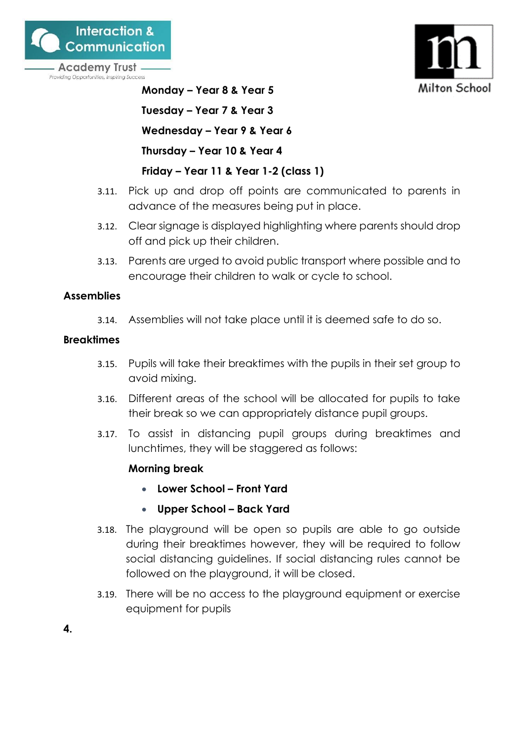**Monday – Year 8 & Year 5**

**Tuesday – Year 7 & Year 3**

**Wednesday – Year 9 & Year 6**

**Thursday – Year 10 & Year 4**

**Friday – Year 11 & Year 1-2 (class 1)**

3.11. Pick up and drop off points are communicated to parents in advance of the measures being put in place.

3.12. Clear signage is displayed highlighting where parents should drop off and pick up their children.

3.13. Parents are urged to avoid public transport where possible and to encourage their children to walk or cycle to school.

**Assemblies**

3.14. Assemblies will not take place until it is deemed safe to do so.

**Breaktimes**

3.15. Pupils will take their breaktimes with the pupils in their set group to avoid mixing.

3.16. Different areas of the school will be allocated for pupils to take their break so we can appropriately distance pupil groups.

3.17. To assist in distancing pupil groups during breaktimes and lunchtimes, they will be staggered as follows:

**Morning break**

- **Lower School – Front Yard**
- **Upper School – Back Yard**

3.18. The playground will be open so pupils are able to go outside during their breaktimes however, they will be required to follow social distancing guidelines. If social distancing rules cannot be followed on the playground, it will be closed.

3.19. There will be no access to the playground equipment or exercise equipment for pupils

**4.**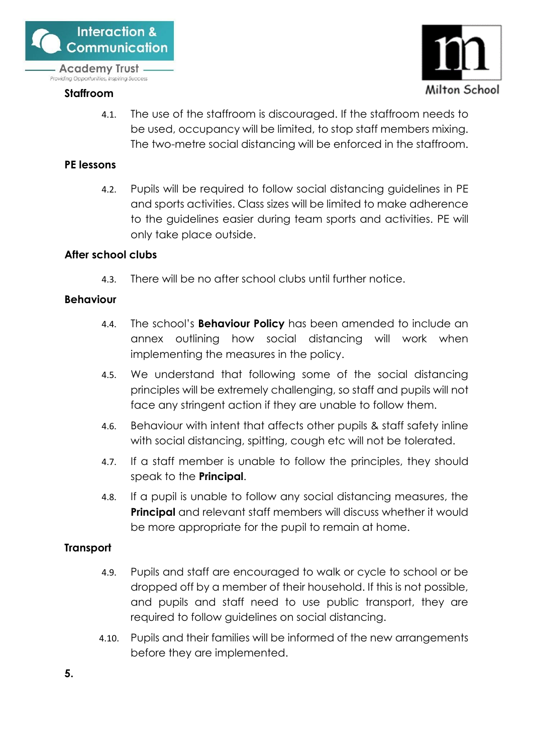### Staffroom

4.1. The use of the staffroom is discouraged. If the staffroom needs to be used, occupancy will be limited, to stop staff members mixing. The two-metre social distancing will be enforced in the staffroom.

### PE lessons

4.2. Pupils will be required to follow social distancing guidelines in PE and sports activities. Class sizes will be limited to make adherence to the guidelines easier during team sports and activities. PE will only take place outside.

### After school clubs

4.3. There will be no after school clubs until further notice.

### Behaviour

4.4. The school's **Behaviour Policy** has been amended to include an annex outlining how social distancing will work when implementing the measures in the policy.

4.5. We understand that following some of the social distancing principles will be extremely challenging, so staff and pupils will not face any stringent action if they are unable to follow them.

4.6. Behaviour with intent that affects other pupils & staff safety inline with social distancing, spitting, cough etc will not be tolerated.

4.7. If a staff member is unable to follow the principles, they should speak to the **Principal**.

4.8. If a pupil is unable to follow any social distancing measures, the **Principal** and relevant staff members will discuss whether it would be more appropriate for the pupil to remain at home.

### Transport

4.9. Pupils and staff are encouraged to walk or cycle to school or be dropped off by a member of their household. If this is not possible, and pupils and staff need to use public transport, they are required to follow guidelines on social distancing.

4.10. Pupils and their families will be informed of the new arrangements before they are implemented.

**5.**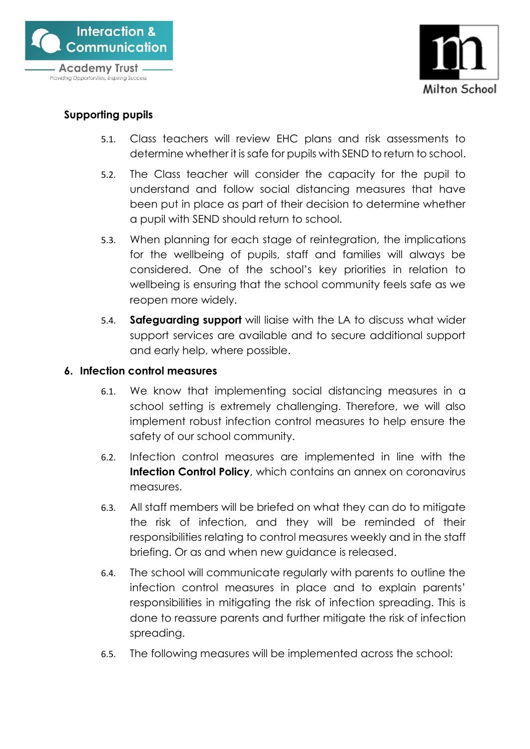**Supporting pupils**

5.1. Class teachers will review EHC plans and risk assessments to determine whether it is safe for pupils with SEND to return to school.

5.2. The Class teacher will consider the capacity for the pupil to understand and follow social distancing measures that have been put in place as part of their decision to determine whether a pupil with SEND should return to school.

5.3. When planning for each stage of reintegration, the implications for the wellbeing of pupils, staff and families will always be considered. One of the school's key priorities in relation to wellbeing is ensuring that the school community feels safe as we reopen more widely.

5.4. **Safeguarding support** will liaise with the LA to discuss what wider support services are available and to secure additional support and early help, where possible.

## 6. Infection control measures

6.1. We know that implementing social distancing measures in a school setting is extremely challenging. Therefore, we will also implement robust infection control measures to help ensure the safety of our school community.

6.2. Infection control measures are implemented in line with the **Infection Control Policy**, which contains an annex on coronavirus measures.

6.3. All staff members will be briefed on what they can do to mitigate the risk of infection, and they will be reminded of their responsibilities relating to control measures weekly and in the staff briefing. Or as and when new guidance is released.

6.4. The school will communicate regularly with parents to outline the infection control measures in place and to explain parents' responsibilities in mitigating the risk of infection spreading. This is done to reassure parents and further mitigate the risk of infection spreading.

6.5. The following measures will be implemented across the school: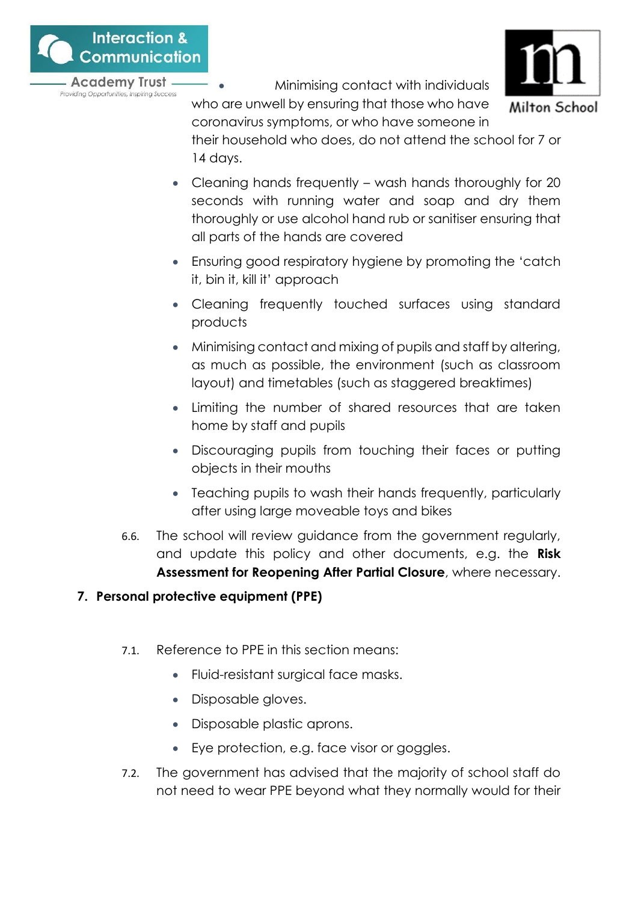- Minimising contact with individuals who are unwell by ensuring that those who have coronavirus symptoms, or who have someone in their household who does, do not attend the school for 7 or 14 days.
- Cleaning hands frequently – wash hands thoroughly for 20 seconds with running water and soap and dry them thoroughly or use alcohol hand rub or sanitiser ensuring that all parts of the hands are covered
- Ensuring good respiratory hygiene by promoting the 'catch it, bin it, kill it' approach
- Cleaning frequently touched surfaces using standard products
- Minimising contact and mixing of pupils and staff by altering, as much as possible, the environment (such as classroom layout) and timetables (such as staggered breaktimes)
- Limiting the number of shared resources that are taken home by staff and pupils
- Discouraging pupils from touching their faces or putting objects in their mouths
- Teaching pupils to wash their hands frequently, particularly after using large moveable toys and bikes

6.6. The school will review guidance from the government regularly, and update this policy and other documents, e.g. the **Risk Assessment for Reopening After Partial Closure**, where necessary.

## 7. Personal protective equipment (PPE)

7.1. Reference to PPE in this section means:

- Fluid-resistant surgical face masks.
- Disposable gloves.
- Disposable plastic aprons.
- Eye protection, e.g. face visor or goggles.

7.2. The government has advised that the majority of school staff do not need to wear PPE beyond what they normally would for their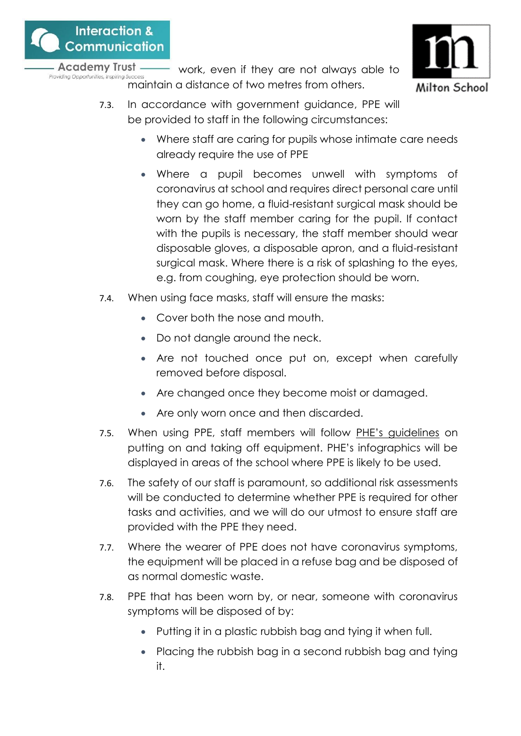work, even if they are not always able to maintain a distance of two metres from others.

7.3. In accordance with government guidance, PPE will be provided to staff in the following circumstances:

- Where staff are caring for pupils whose intimate care needs already require the use of PPE
- Where a pupil becomes unwell with symptoms of coronavirus at school and requires direct personal care until they can go home, a fluid-resistant surgical mask should be worn by the staff member caring for the pupil. If contact with the pupils is necessary, the staff member should wear disposable gloves, a disposable apron, and a fluid-resistant surgical mask. Where there is a risk of splashing to the eyes, e.g. from coughing, eye protection should be worn.

7.4. When using face masks, staff will ensure the masks:

- Cover both the nose and mouth.
- Do not dangle around the neck.
- Are not touched once put on, except when carefully removed before disposal.
- Are changed once they become moist or damaged.
- Are only worn once and then discarded.

7.5. When using PPE, staff members will follow PHE's guidelines on putting on and taking off equipment. PHE's infographics will be displayed in areas of the school where PPE is likely to be used.

7.6. The safety of our staff is paramount, so additional risk assessments will be conducted to determine whether PPE is required for other tasks and activities, and we will do our utmost to ensure staff are provided with the PPE they need.

7.7. Where the wearer of PPE does not have coronavirus symptoms, the equipment will be placed in a refuse bag and be disposed of as normal domestic waste.

7.8. PPE that has been worn by, or near, someone with coronavirus symptoms will be disposed of by:

- Putting it in a plastic rubbish bag and tying it when full.
- Placing the rubbish bag in a second rubbish bag and tying it.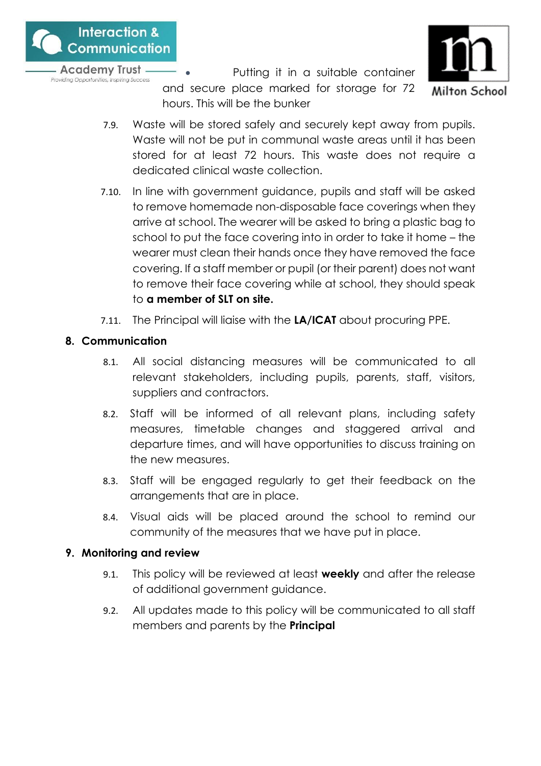- Putting it in a suitable container and secure place marked for storage for 72 hours. This will be the bunker

7.9. Waste will be stored safely and securely kept away from pupils. Waste will not be put in communal waste areas until it has been stored for at least 72 hours. This waste does not require a dedicated clinical waste collection.

7.10. In line with government guidance, pupils and staff will be asked to remove homemade non-disposable face coverings when they arrive at school. The wearer will be asked to bring a plastic bag to school to put the face covering into in order to take it home – the wearer must clean their hands once they have removed the face covering. If a staff member or pupil (or their parent) does not want to remove their face covering while at school, they should speak to **a member of SLT on site.**

7.11. The Principal will liaise with the **LA/ICAT** about procuring PPE.

## 8. Communication

8.1. All social distancing measures will be communicated to all relevant stakeholders, including pupils, parents, staff, visitors, suppliers and contractors.

8.2. Staff will be informed of all relevant plans, including safety measures, timetable changes and staggered arrival and departure times, and will have opportunities to discuss training on the new measures.

8.3. Staff will be engaged regularly to get their feedback on the arrangements that are in place.

8.4. Visual aids will be placed around the school to remind our community of the measures that we have put in place.

## 9. Monitoring and review

9.1. This policy will be reviewed at least **weekly** and after the release of additional government guidance.

9.2. All updates made to this policy will be communicated to all staff members and parents by the **Principal**